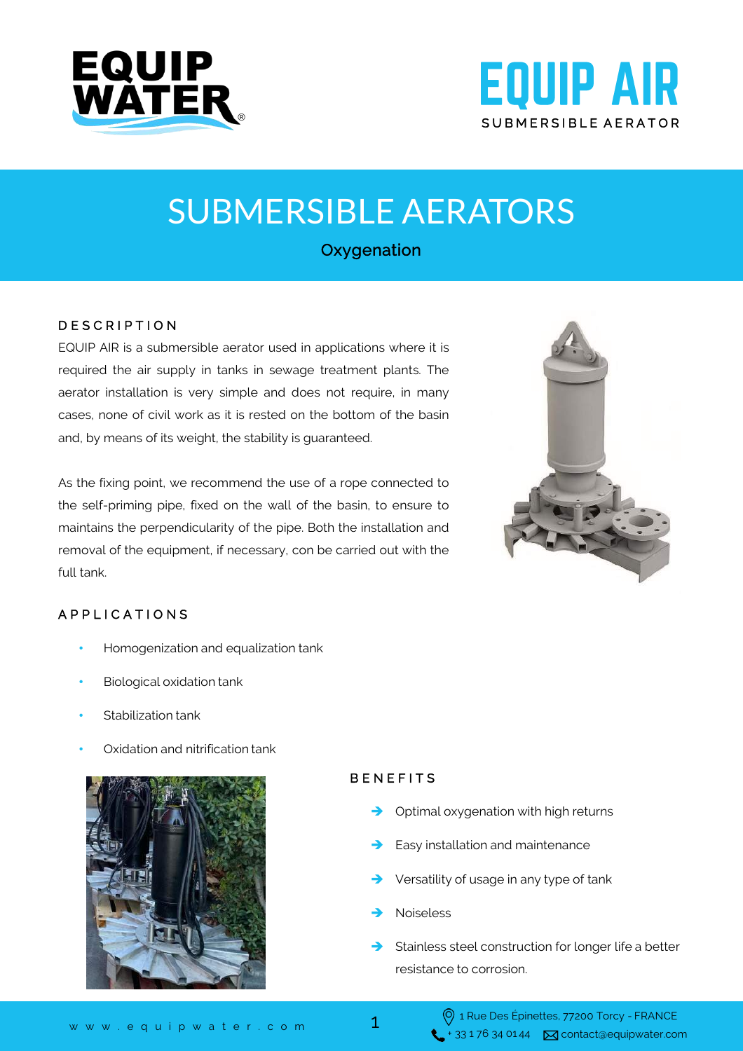EQUIP WATER

# EQUIP AIR
SUBMERSIBLE AERATOR

# SUBMERSIBLE AERATORS

Oxygenation

## DESCRIPTION

EQUIP AIR is a submersible aerator used in applications where it is required the air supply in tanks in sewage treatment plants. The aerator installation is very simple and does not require, in many cases, none of civil work as it is rested on the bottom of the basin and, by means of its weight, the stability is guaranteed.

As the fixing point, we recommend the use of a rope connected to the self-priming pipe, fixed on the wall of the basin, to ensure to maintains the perpendicularity of the pipe. Both the installation and removal of the equipment, if necessary, con be carried out with the full tank.

## APPLICATIONS

- Homogenization and equalization tank
- Biological oxidation tank
- Stabilization tank
- Oxidation and nitrification tank

## BENEFITS

- Optimal oxygenation with high returns
- Easy installation and maintenance
- Versatility of usage in any type of tank
- Noiseless
- Stainless steel construction for longer life a better resistance to corrosion.

www.equipwater.com

1 Rue Des Épinettes, 77200 Torcy - FRANCE
+ 33 1 76 34 01 44 contact@equipwater.com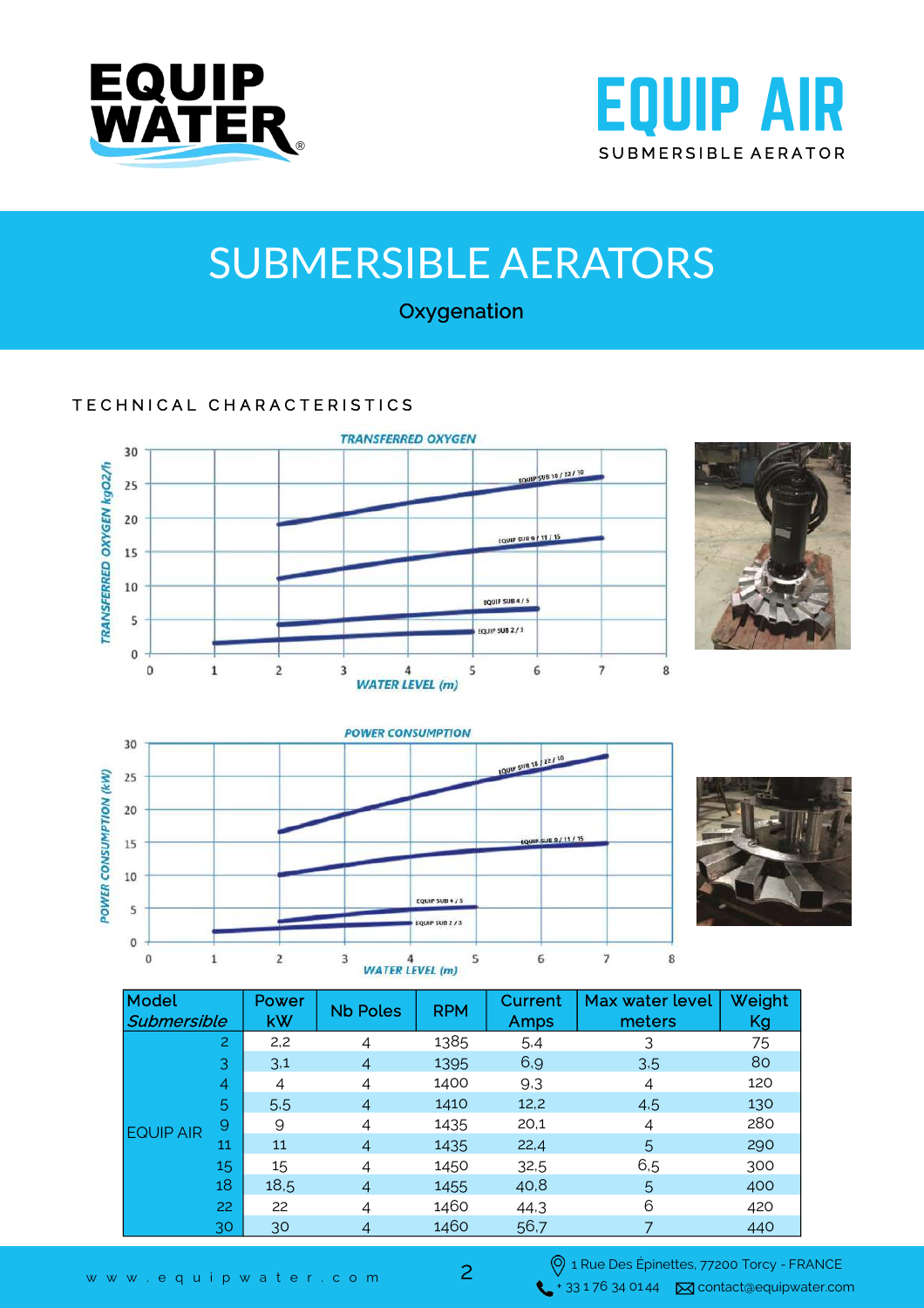# EQUIP WATER

# EQUIP AIR

SUBMERSIBLE AERATOR

# SUBMERSIBLE AERATORS

Oxygenation

## TECHNICAL CHARACTERISTICS

| Model *Submersible* | | Power kW | Nb Poles | RPM | Current Amps | Max water level meters | Weight Kg |
|---|---|---|---|---|---|---|---|
| EQUIP AIR | 2 | 2,2 | 4 | 1385 | 5,4 | 3 | 75 |
| | 3 | 3,1 | 4 | 1395 | 6,9 | 3,5 | 80 |
| | 4 | 4 | 4 | 1400 | 9,3 | 4 | 120 |
| | 5 | 5,5 | 4 | 1410 | 12,2 | 4,5 | 130 |
| | 9 | 9 | 4 | 1435 | 20,1 | 4 | 280 |
| | 11 | 11 | 4 | 1435 | 22,4 | 5 | 290 |
| | 15 | 15 | 4 | 1450 | 32,5 | 6,5 | 300 |
| | 18 | 18,5 | 4 | 1455 | 40,8 | 5 | 400 |
| | 22 | 22 | 4 | 1460 | 44,3 | 6 | 420 |
| | 30 | 30 | 4 | 1460 | 56,7 | 7 | 440 |

w w w . e q u i p w a t e r . c o m

1 Rue Des Épinettes, 77200 Torcy - FRANCE

+ 33 1 76 34 01 44 contact@equipwater.com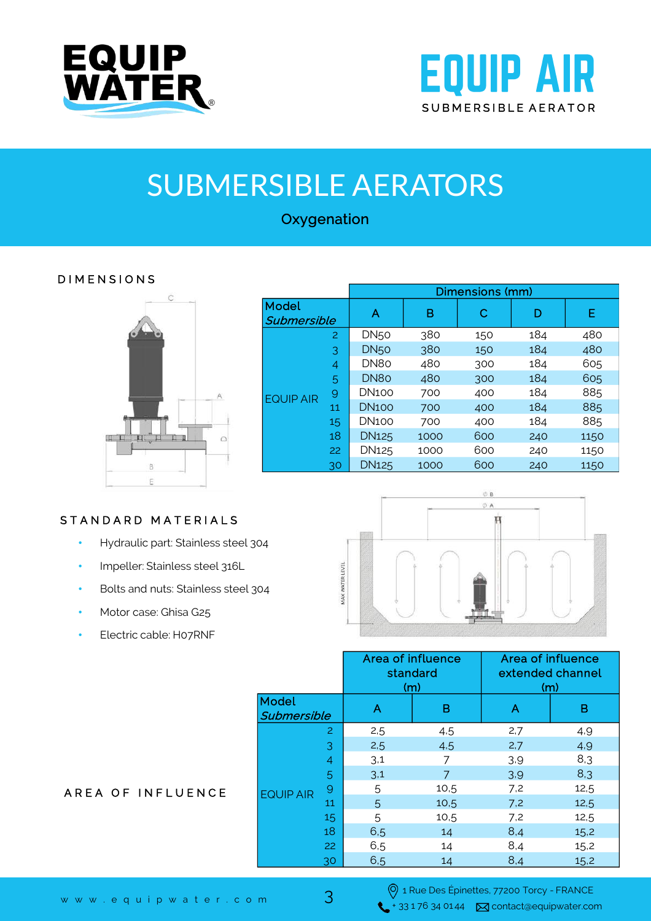# EQUIP WATER

# EQUIP AIR

SUBMERSIBLE AERATOR

# SUBMERSIBLE AERATORS

Oxygenation

## DIMENSIONS

| Model *Submersible* | | Dimensions (mm) A | B | C | D | E |
|---|---|---|---|---|---|---|
| EQUIP AIR | 2 | DN50 | 380 | 150 | 184 | 480 |
| | 3 | DN50 | 380 | 150 | 184 | 480 |
| | 4 | DN80 | 480 | 300 | 184 | 605 |
| | 5 | DN80 | 480 | 300 | 184 | 605 |
| | 9 | DN100 | 700 | 400 | 184 | 885 |
| | 11 | DN100 | 700 | 400 | 184 | 885 |
| | 15 | DN100 | 700 | 400 | 184 | 885 |
| | 18 | DN125 | 1000 | 600 | 240 | 1150 |
| | 22 | DN125 | 1000 | 600 | 240 | 1150 |
| | 30 | DN125 | 1000 | 600 | 240 | 1150 |

## STANDARD MATERIALS

- Hydraulic part: Stainless steel 304
- Impeller: Stainless steel 316L
- Bolts and nuts: Stainless steel 304
- Motor case: Ghisa G25
- Electric cable: H07RNF

## AREA OF INFLUENCE

| Model *Submersible* | | Area of influence standard (m) | | Area of influence extended channel (m) | |
|---|---|---|---|---|---|
| | | A | B | A | B |
| EQUIP AIR | 2 | 2,5 | 4,5 | 2,7 | 4,9 |
| | 3 | 2,5 | 4,5 | 2,7 | 4,9 |
| | 4 | 3,1 | 7 | 3,9 | 8,3 |
| | 5 | 3,1 | 7 | 3,9 | 8,3 |
| | 9 | 5 | 10,5 | 7,2 | 12,5 |
| | 11 | 5 | 10,5 | 7,2 | 12,5 |
| | 15 | 5 | 10,5 | 7,2 | 12,5 |
| | 18 | 6,5 | 14 | 8,4 | 15,2 |
| | 22 | 6,5 | 14 | 8,4 | 15,2 |
| | 30 | 6,5 | 14 | 8,4 | 15,2 |

www.equipwater.com

1 Rue Des Épinettes, 77200 Torcy - FRANCE

+ 33 1 76 34 01 44 contact@equipwater.com